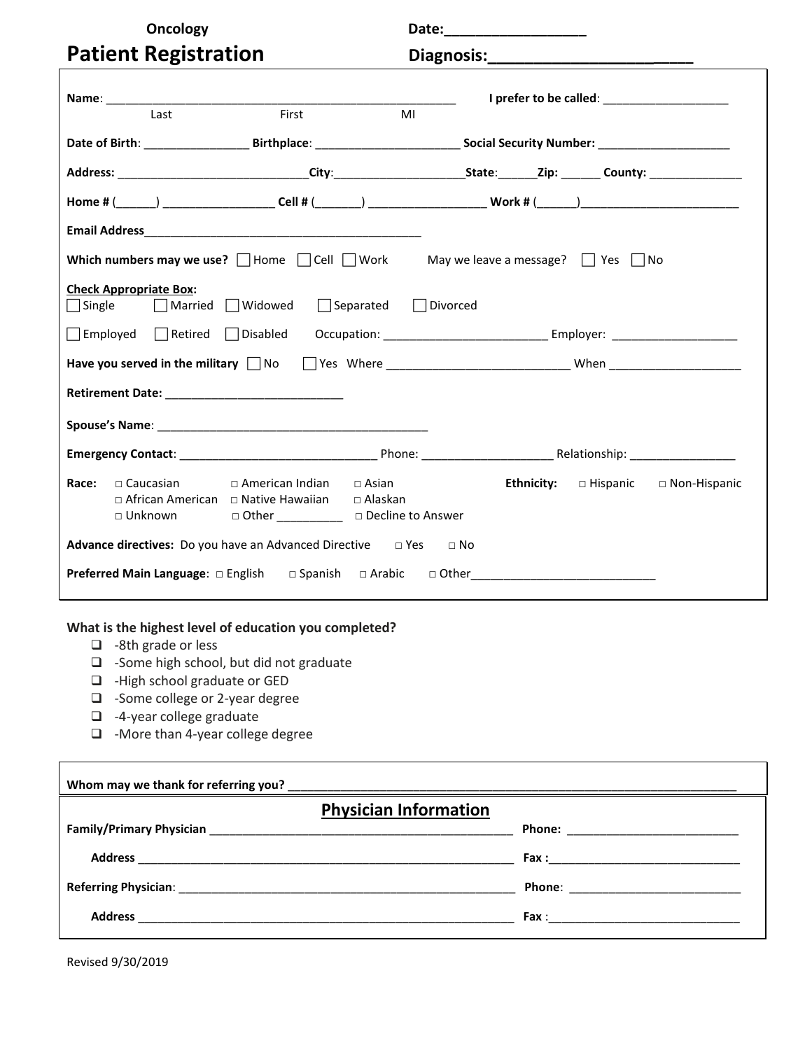**Oncology**

# Patient Registration

**Date:**\_\_\_\_\_\_\_\_\_\_\_\_\_\_\_\_\_

**Diagnosis:**\_\_\_\_\_\_\_\_\_\_\_\_\_\_\_\_\_\_\_\_\_\_\_

**Name**: \_\_\_\_\_\_\_\_\_\_\_\_\_\_\_\_\_\_\_\_\_\_\_\_\_\_\_\_\_\_\_\_\_\_\_\_\_\_\_\_\_\_\_\_\_\_\_\_
Last First MI

**I prefer to be called**: \_\_\_\_\_\_\_\_\_\_\_\_\_\_\_\_\_\_\_

**Date of Birth**: \_\_\_\_\_\_\_\_\_\_\_\_\_\_\_\_ **Birthplace**: \_\_\_\_\_\_\_\_\_\_\_\_\_\_\_\_\_\_\_\_\_\_ **Social Security Number:** \_\_\_\_\_\_\_\_\_\_\_\_\_\_\_\_\_\_\_\_

**Address:** \_\_\_\_\_\_\_\_\_\_\_\_\_\_\_\_\_\_\_\_\_\_\_\_\_\_\_\_\_\_**City**:\_\_\_\_\_\_\_\_\_\_\_\_\_\_\_\_\_\_\_\_**State**:\_\_\_\_\_\_**Zip:** \_\_\_\_\_\_ **County:** \_\_\_\_\_\_\_\_\_\_\_\_\_\_

**Home #** (\_\_\_\_\_\_) \_\_\_\_\_\_\_\_\_\_\_\_\_\_\_\_\_ **Cell #** (\_\_\_\_\_\_\_) \_\_\_\_\_\_\_\_\_\_\_\_\_\_\_\_\_\_ **Work #** (\_\_\_\_\_\_)\_\_\_\_\_\_\_\_\_\_\_\_\_\_\_\_\_\_\_\_\_\_\_\_\_

**Email Address**\_\_\_\_\_\_\_\_\_\_\_\_\_\_\_\_\_\_\_\_\_\_\_\_\_\_\_\_\_\_\_\_\_\_\_\_\_\_\_\_\_\_\_\_

**Which numbers may we use?** ☐ Home ☐ Cell ☐ Work May we leave a message? ☐ Yes ☐ No

**Check Appropriate Box:**

☐ Single ☐ Married ☐ Widowed ☐ Separated ☐ Divorced

☐ Employed ☐ Retired ☐ Disabled Occupation: \_\_\_\_\_\_\_\_\_\_\_\_\_\_\_\_\_\_\_\_\_\_\_\_\_ Employer: \_\_\_\_\_\_\_\_\_\_\_\_\_\_\_\_\_\_\_

**Have you served in the military** ☐ No ☐ Yes Where \_\_\_\_\_\_\_\_\_\_\_\_\_\_\_\_\_\_\_\_\_\_\_\_\_\_\_\_ When \_\_\_\_\_\_\_\_\_\_\_\_\_\_\_\_\_\_\_\_

**Retirement Date:** \_\_\_\_\_\_\_\_\_\_\_\_\_\_\_\_\_\_\_\_\_\_\_\_\_\_\_

**Spouse's Name**: \_\_\_\_\_\_\_\_\_\_\_\_\_\_\_\_\_\_\_\_\_\_\_\_\_\_\_\_\_\_\_\_\_\_\_\_\_\_\_\_\_\_

**Emergency Contact**: \_\_\_\_\_\_\_\_\_\_\_\_\_\_\_\_\_\_\_\_\_\_\_\_\_\_\_\_\_\_\_ Phone: \_\_\_\_\_\_\_\_\_\_\_\_\_\_\_\_\_\_\_\_ Relationship: \_\_\_\_\_\_\_\_\_\_\_\_\_\_\_\_\_

**Race:** □ Caucasian □ American Indian □ Asian □ African American □ Native Hawaiian □ Alaskan □ Unknown □ Other \_\_\_\_\_\_\_\_\_\_ □ Decline to Answer

**Ethnicity:** □ Hispanic □ Non-Hispanic

**Advance directives:** Do you have an Advanced Directive □ Yes □ No

**Preferred Main Language**: □ English □ Spanish □ Arabic □ Other\_\_\_\_\_\_\_\_\_\_\_\_\_\_\_\_\_\_\_\_\_\_\_\_\_\_\_\_

**What is the highest level of education you completed?**

- ❑ -8th grade or less
- ❑ -Some high school, but did not graduate
- ❑ -High school graduate or GED
- ❑ -Some college or 2-year degree
- ❑ -4-year college graduate
- ❑ -More than 4-year college degree

**Whom may we thank for referring you?** \_\_\_\_\_\_\_\_\_\_\_\_\_\_\_\_\_\_\_\_\_\_\_\_\_\_\_\_\_\_\_\_\_\_\_\_\_\_\_\_\_\_\_\_\_\_\_\_\_\_\_\_\_\_\_\_\_\_\_\_\_\_\_\_\_\_\_\_\_\_\_\_

## Physician Information

**Family/Primary Physician** \_\_\_\_\_\_\_\_\_\_\_\_\_\_\_\_\_\_\_\_\_\_\_\_\_\_\_\_\_\_\_\_\_\_\_\_\_\_\_\_\_\_\_\_\_\_\_\_ **Phone:** \_\_\_\_\_\_\_\_\_\_\_\_\_\_\_\_\_\_\_\_\_\_\_\_\_\_

**Address** \_\_\_\_\_\_\_\_\_\_\_\_\_\_\_\_\_\_\_\_\_\_\_\_\_\_\_\_\_\_\_\_\_\_\_\_\_\_\_\_\_\_\_\_\_\_\_\_\_\_\_\_\_\_\_\_\_\_\_\_ **Fax :**\_\_\_\_\_\_\_\_\_\_\_\_\_\_\_\_\_\_\_\_\_\_\_\_\_\_\_\_\_\_

**Referring Physician**: \_\_\_\_\_\_\_\_\_\_\_\_\_\_\_\_\_\_\_\_\_\_\_\_\_\_\_\_\_\_\_\_\_\_\_\_\_\_\_\_\_\_\_\_\_\_\_\_\_\_\_\_\_ **Phone**: \_\_\_\_\_\_\_\_\_\_\_\_\_\_\_\_\_\_\_\_\_\_\_\_\_\_

**Address** \_\_\_\_\_\_\_\_\_\_\_\_\_\_\_\_\_\_\_\_\_\_\_\_\_\_\_\_\_\_\_\_\_\_\_\_\_\_\_\_\_\_\_\_\_\_\_\_\_\_\_\_\_\_\_\_\_\_\_\_ **Fax** :\_\_\_\_\_\_\_\_\_\_\_\_\_\_\_\_\_\_\_\_\_\_\_\_\_\_\_\_\_\_

Revised 9/30/2019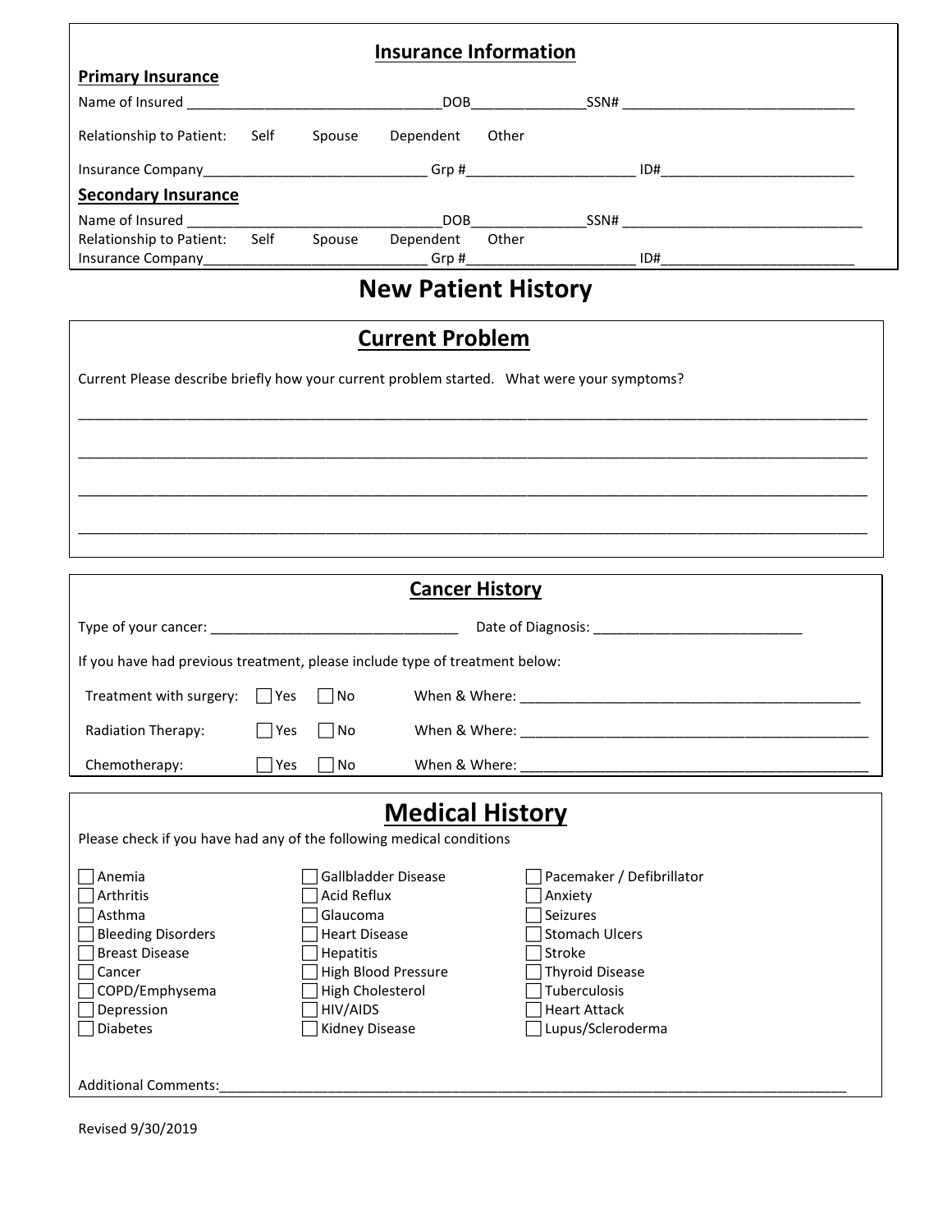## Insurance Information

**Primary Insurance**

Name of Insured ________________________________DOB_______________SSN# ______________________________

Relationship to Patient: Self Spouse Dependent Other

Insurance Company____________________________ Grp #_____________________ ID#_________________________

**Secondary Insurance**

Name of Insured ________________________________DOB_______________SSN# _______________________________

Relationship to Patient: Self Spouse Dependent Other

Insurance Company____________________________ Grp #_____________________ ID#_________________________

# New Patient History

## Current Problem

Current Please describe briefly how your current problem started. What were your symptoms?

_______________________________________________________________________________________________

_______________________________________________________________________________________________

_______________________________________________________________________________________________

_______________________________________________________________________________________________

## Cancer History

Type of your cancer: _______________________________ Date of Diagnosis: ___________________________

If you have had previous treatment, please include type of treatment below:

Treatment with surgery: ☐ Yes ☐ No When & Where: ____________________________________________

Radiation Therapy: ☐ Yes ☐ No When & Where: ______________________________________________

Chemotherapy: ☐ Yes ☐ No When & Where: ______________________________________________

## Medical History

Please check if you have had any of the following medical conditions

- ☐ Anemia
- ☐ Arthritis
- ☐ Asthma
- ☐ Bleeding Disorders
- ☐ Breast Disease
- ☐ Cancer
- ☐ COPD/Emphysema
- ☐ Depression
- ☐ Diabetes
- ☐ Gallbladder Disease
- ☐ Acid Reflux
- ☐ Glaucoma
- ☐ Heart Disease
- ☐ Hepatitis
- ☐ High Blood Pressure
- ☐ High Cholesterol
- ☐ HIV/AIDS
- ☐ Kidney Disease
- ☐ Pacemaker / Defibrillator
- ☐ Anxiety
- ☐ Seizures
- ☐ Stomach Ulcers
- ☐ Stroke
- ☐ Thyroid Disease
- ☐ Tuberculosis
- ☐ Heart Attack
- ☐ Lupus/Scleroderma

Additional Comments:_____________________________________________________________________________

Revised 9/30/2019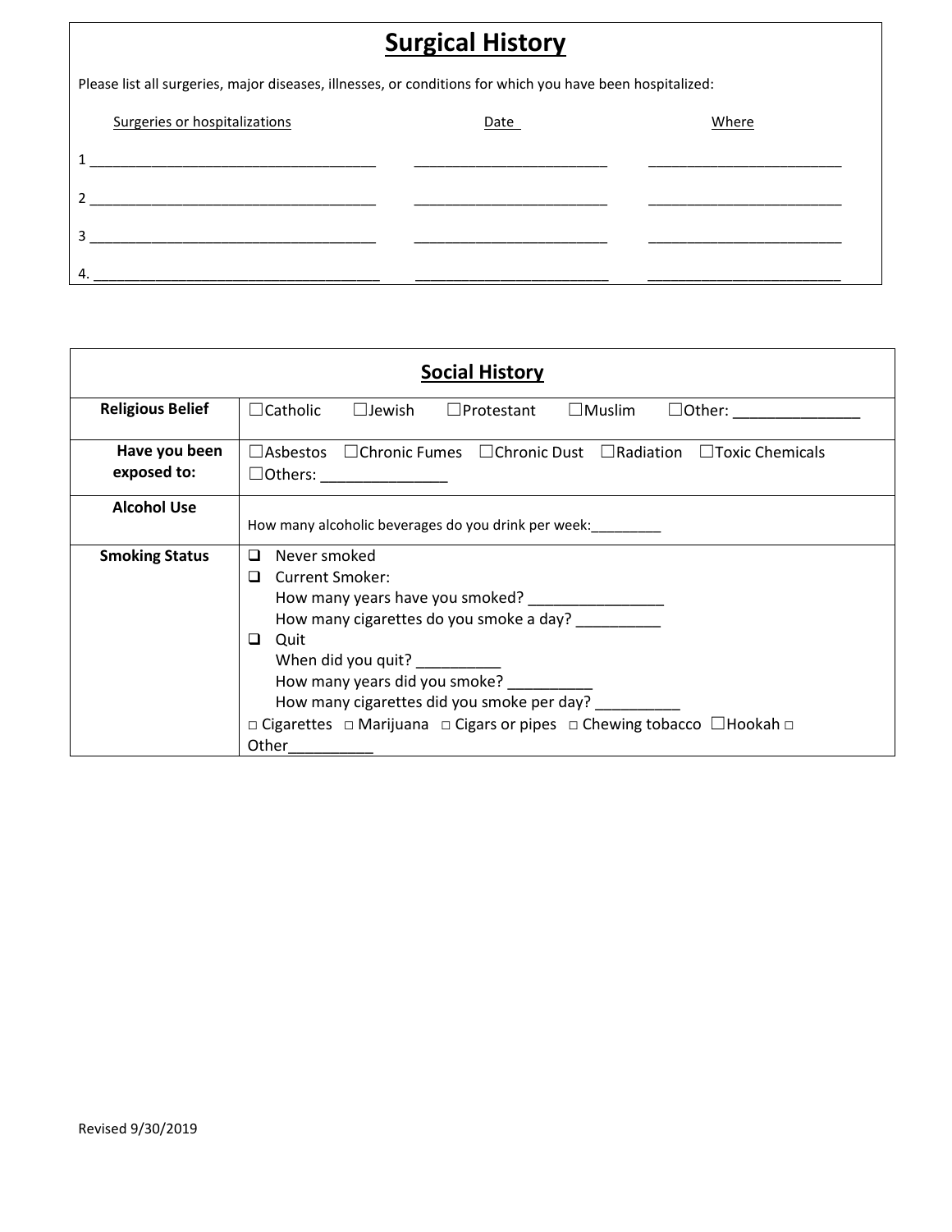## Surgical History

Please list all surgeries, major diseases, illnesses, or conditions for which you have been hospitalized:

| Surgeries or hospitalizations | Date | Where |
|---|---|---|
| 1 ___________________________________ | ________________________ | ________________________ |
| 2 ___________________________________ | ________________________ | ________________________ |
| 3 ___________________________________ | ________________________ | ________________________ |
| 4. ___________________________________ | ________________________ | ________________________ |

## Social History

| | |
|---|---|
| **Religious Belief** | ☐Catholic ☐Jewish ☐Protestant ☐Muslim ☐Other: _______________ |
| **Have you been exposed to:** | ☐Asbestos ☐Chronic Fumes ☐Chronic Dust ☐Radiation ☐Toxic Chemicals ☐Others: _______________ |
| **Alcohol Use** | How many alcoholic beverages do you drink per week:_________ |
| **Smoking Status** | ❑ Never smoked<br>❑ Current Smoker:<br>How many years have you smoked? ________________<br>How many cigarettes do you smoke a day? __________<br>❑ Quit<br>When did you quit? __________<br>How many years did you smoke? __________<br>How many cigarettes did you smoke per day? __________<br>□ Cigarettes □ Marijuana □ Cigars or pipes □ Chewing tobacco ☐Hookah □ Other__________ |

Revised 9/30/2019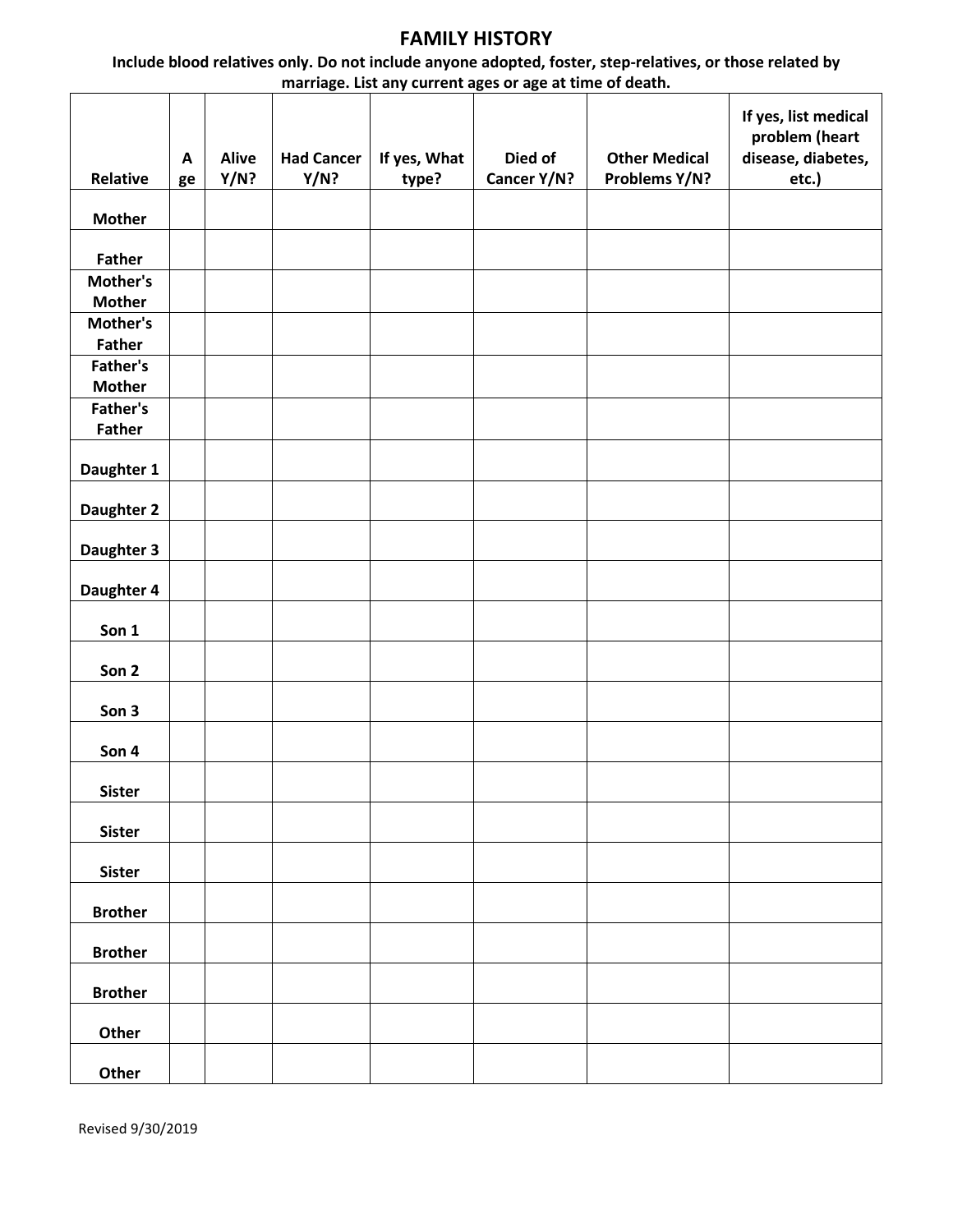# FAMILY HISTORY

**Include blood relatives only. Do not include anyone adopted, foster, step-relatives, or those related by marriage. List any current ages or age at time of death.**

| Relative | Age | Alive Y/N? | Had Cancer Y/N? | If yes, What type? | Died of Cancer Y/N? | Other Medical Problems Y/N? | If yes, list medical problem (heart disease, diabetes, etc.) |
|---|---|---|---|---|---|---|---|
| Mother | | | | | | | |
| Father | | | | | | | |
| Mother's Mother | | | | | | | |
| Mother's Father | | | | | | | |
| Father's Mother | | | | | | | |
| Father's Father | | | | | | | |
| Daughter 1 | | | | | | | |
| Daughter 2 | | | | | | | |
| Daughter 3 | | | | | | | |
| Daughter 4 | | | | | | | |
| Son 1 | | | | | | | |
| Son 2 | | | | | | | |
| Son 3 | | | | | | | |
| Son 4 | | | | | | | |
| Sister | | | | | | | |
| Sister | | | | | | | |
| Sister | | | | | | | |
| Brother | | | | | | | |
| Brother | | | | | | | |
| Brother | | | | | | | |
| Other | | | | | | | |
| Other | | | | | | | |

Revised 9/30/2019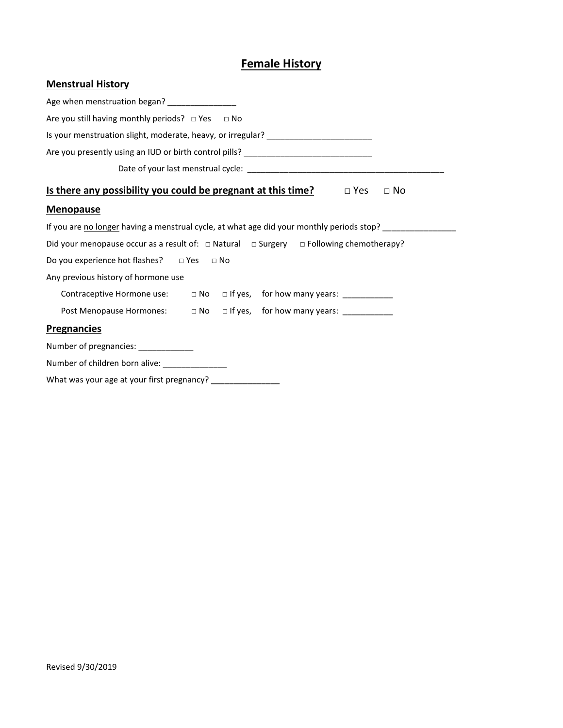# Female History

## Menstrual History

Age when menstruation began? _______________

Are you still having monthly periods? □ Yes □ No

Is your menstruation slight, moderate, heavy, or irregular? _______________________

Are you presently using an IUD or birth control pills? ____________________________

Date of your last menstrual cycle: ___________________________________________

## **Is there any possibility you could be pregnant at this time?** □ Yes □ No

## Menopause

If you are no longer having a menstrual cycle, at what age did your monthly periods stop? ________________

Did your menopause occur as a result of: □ Natural □ Surgery □ Following chemotherapy?

Do you experience hot flashes? □ Yes □ No

Any previous history of hormone use

Contraceptive Hormone use: □ No □ If yes, for how many years: ___________

Post Menopause Hormones: □ No □ If yes, for how many years: ___________

## Pregnancies

Number of pregnancies: ____________

Number of children born alive: ______________

What was your age at your first pregnancy? _______________

Revised 9/30/2019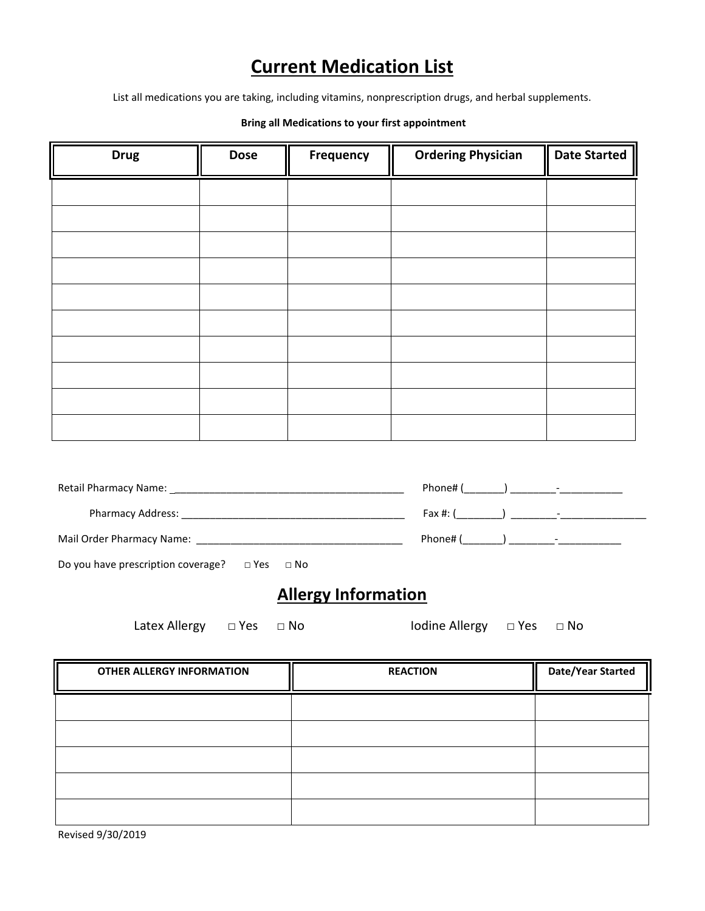# Current Medication List

List all medications you are taking, including vitamins, nonprescription drugs, and herbal supplements.

**Bring all Medications to your first appointment**

| Drug | Dose | Frequency | Ordering Physician | Date Started |
|---|---|---|---|---|
| | | | | |
| | | | | |
| | | | | |
| | | | | |
| | | | | |
| | | | | |
| | | | | |
| | | | | |
| | | | | |
| | | | | |

Retail Pharmacy Name: _________________________________________ Phone# (_______) ________-___________

Pharmacy Address: ________________________________________ Fax #: (________) ________-________________

Mail Order Pharmacy Name: _____________________________________ Phone# (_______) ________-___________

Do you have prescription coverage? □ Yes □ No

## Allergy Information

Latex Allergy □ Yes □ No Iodine Allergy □ Yes □ No

| OTHER ALLERGY INFORMATION | REACTION | Date/Year Started |
|---|---|---|
| | | |
| | | |
| | | |
| | | |
| | | |

Revised 9/30/2019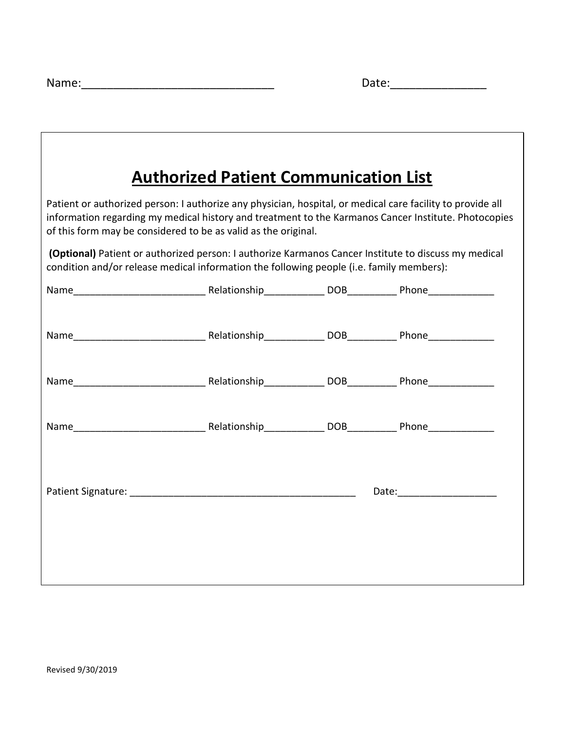Name:______________________________ Date:_______________

# Authorized Patient Communication List

Patient or authorized person: I authorize any physician, hospital, or medical care facility to provide all information regarding my medical history and treatment to the Karmanos Cancer Institute. Photocopies of this form may be considered to be as valid as the original.

**(Optional)** Patient or authorized person: I authorize Karmanos Cancer Institute to discuss my medical condition and/or release medical information the following people (i.e. family members):

Name________________________ Relationship___________ DOB_________ Phone____________

Name________________________ Relationship___________ DOB_________ Phone____________

Name________________________ Relationship___________ DOB_________ Phone____________

Name________________________ Relationship___________ DOB_________ Phone____________

Patient Signature: _________________________________________ Date:__________________

Revised 9/30/2019